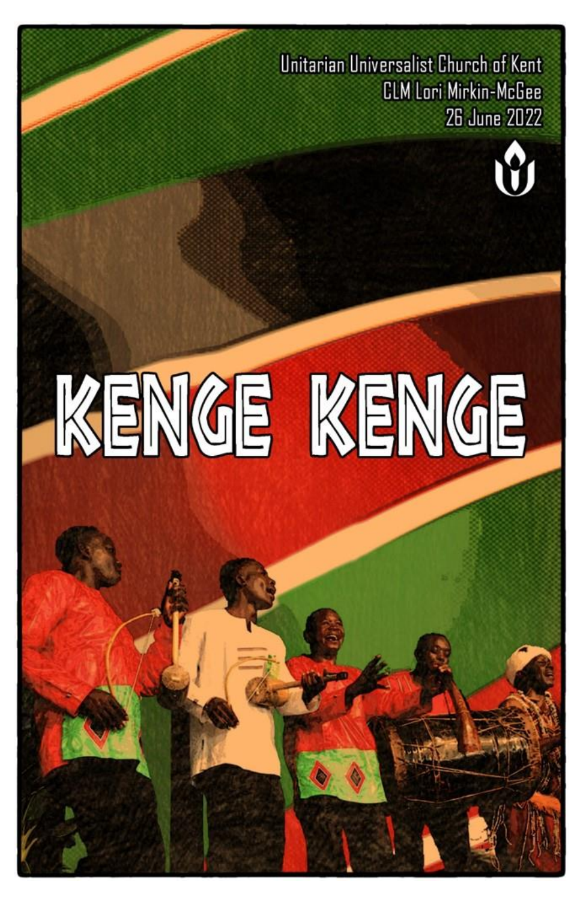Unitarian Universalist Church of Kent
CLM Lori Mirkin-McGee
26 June 2022

# KENGE KENGE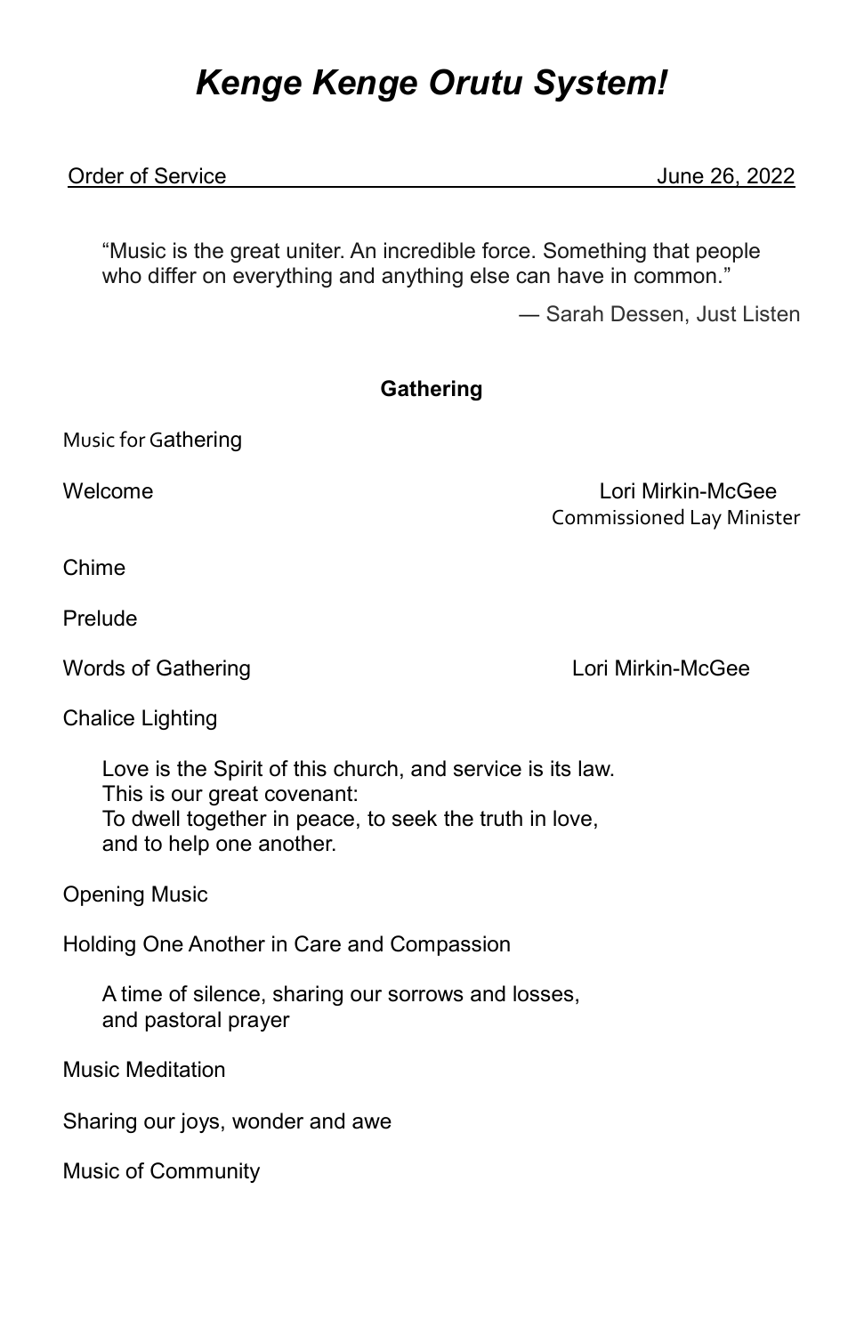# *Kenge Kenge Orutu System!*

Order of Service June 26, 2022

> "Music is the great uniter. An incredible force. Something that people who differ on everything and anything else can have in common."
>
> — Sarah Dessen, Just Listen

### Gathering

Music for Gathering

Welcome Lori Mirkin-McGee
Commissioned Lay Minister

Chime

Prelude

Words of Gathering Lori Mirkin-McGee

Chalice Lighting

Love is the Spirit of this church, and service is its law.
This is our great covenant:
To dwell together in peace, to seek the truth in love,
and to help one another.

Opening Music

Holding One Another in Care and Compassion

A time of silence, sharing our sorrows and losses,
and pastoral prayer

Music Meditation

Sharing our joys, wonder and awe

Music of Community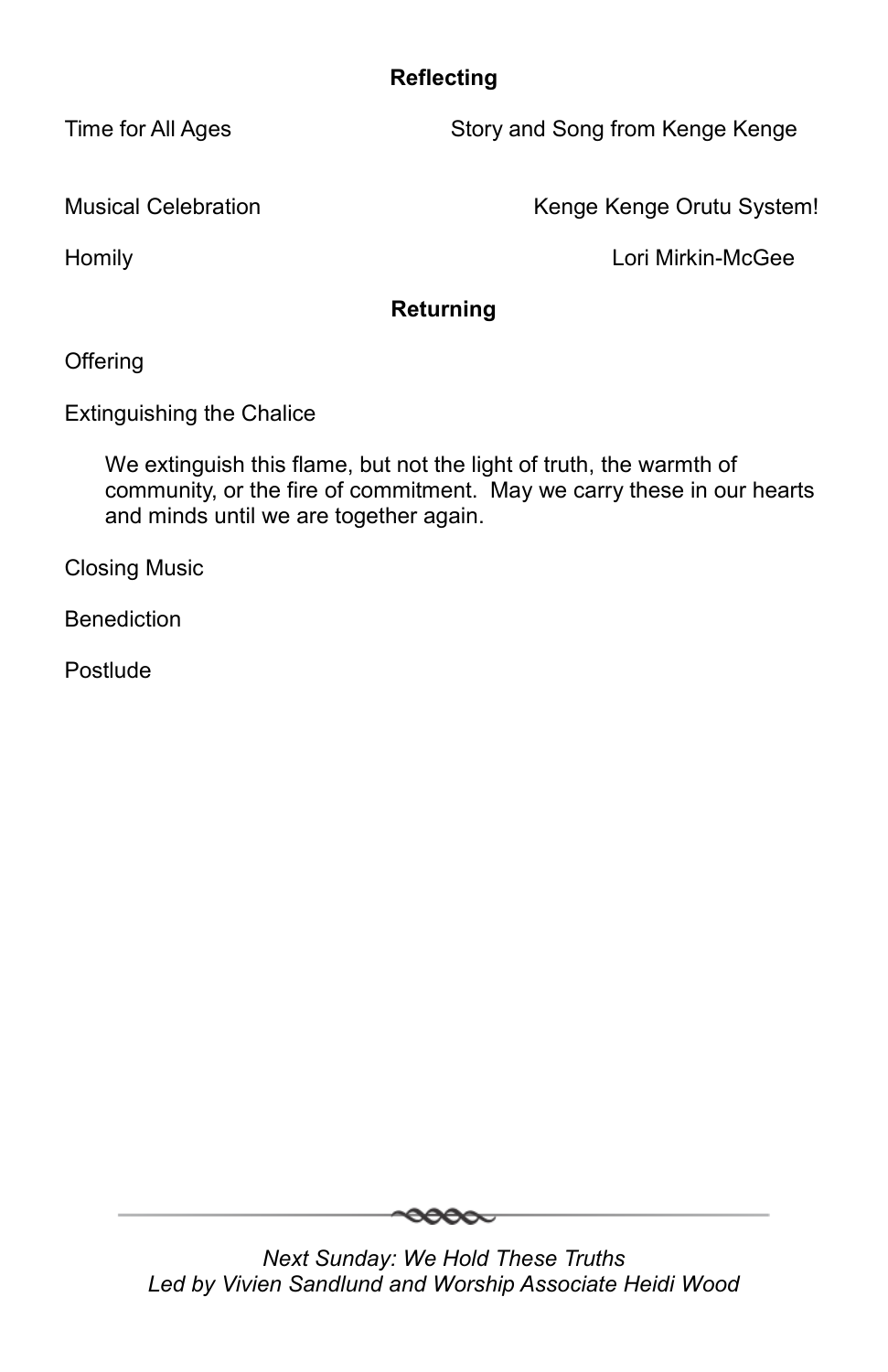## Reflecting

Time for All Ages — Story and Song from Kenge Kenge

Musical Celebration — Kenge Kenge Orutu System!

Homily — Lori Mirkin-McGee

## Returning

Offering

Extinguishing the Chalice

> We extinguish this flame, but not the light of truth, the warmth of community, or the fire of commitment. May we carry these in our hearts and minds until we are together again.

Closing Music

Benediction

Postlude

---

*Next Sunday: We Hold These Truths*
*Led by Vivien Sandlund and Worship Associate Heidi Wood*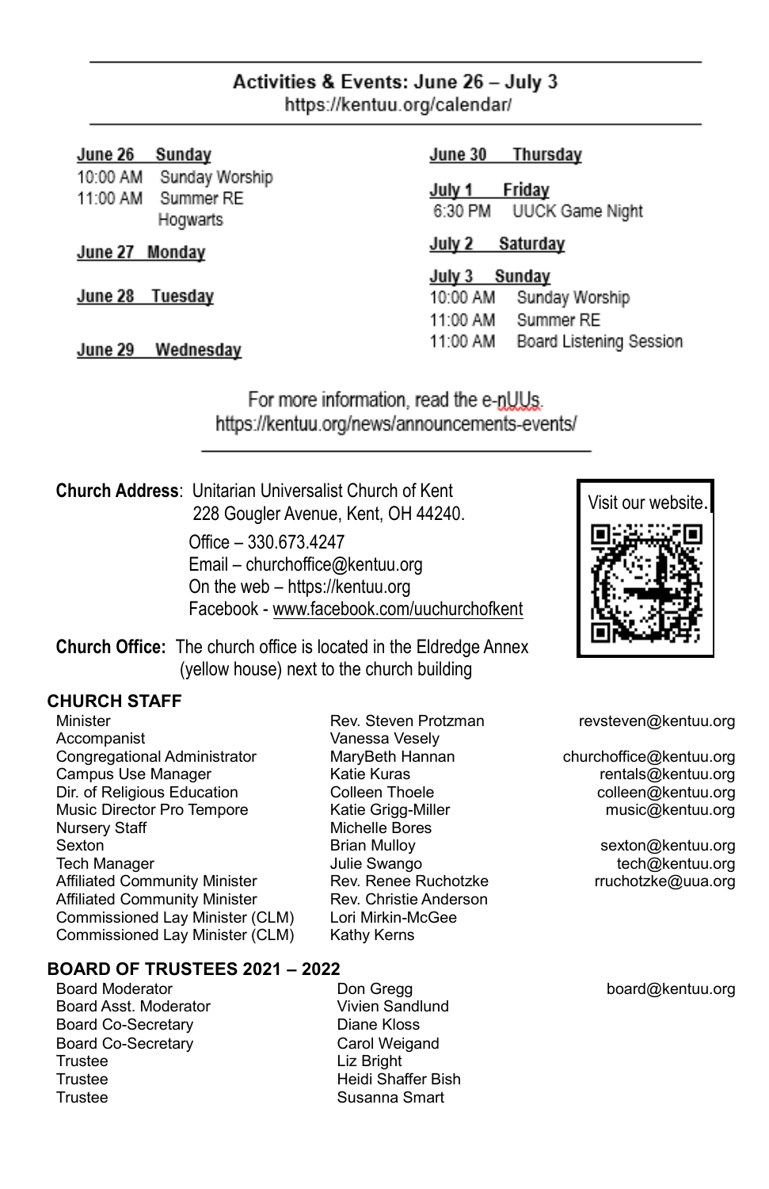## Activities & Events: June 26 – July 3

https://kentuu.org/calendar/

**June 26 Sunday**

10:00 AM Sunday Worship
11:00 AM Summer RE
Hogwarts

**June 27 Monday**

**June 28 Tuesday**

**June 29 Wednesday**

**June 30 Thursday**

**July 1 Friday**

6:30 PM UUCK Game Night

**July 2 Saturday**

**July 3 Sunday**

10:00 AM Sunday Worship
11:00 AM Summer RE
11:00 AM Board Listening Session

For more information, read the e-nUUs.
https://kentuu.org/news/announcements-events/

---

**Church Address**: Unitarian Universalist Church of Kent
228 Gougler Avenue, Kent, OH 44240.

Office – 330.673.4247
Email – churchoffice@kentuu.org
On the web – https://kentuu.org
Facebook - www.facebook.com/uuchurchofkent

Visit our website.

**Church Office:** The church office is located in the Eldredge Annex (yellow house) next to the church building

## CHURCH STAFF

| | | |
|---|---|---|
| Minister | Rev. Steven Protzman | revsteven@kentuu.org |
| Accompanist | Vanessa Vesely | |
| Congregational Administrator | MaryBeth Hannan | churchoffice@kentuu.org |
| Campus Use Manager | Katie Kuras | rentals@kentuu.org |
| Dir. of Religious Education | Colleen Thoele | colleen@kentuu.org |
| Music Director Pro Tempore | Katie Grigg-Miller | music@kentuu.org |
| Nursery Staff | Michelle Bores | |
| Sexton | Brian Mulloy | sexton@kentuu.org |
| Tech Manager | Julie Swango | tech@kentuu.org |
| Affiliated Community Minister | Rev. Renee Ruchotzke | rruchotzke@uua.org |
| Affiliated Community Minister | Rev. Christie Anderson | |
| Commissioned Lay Minister (CLM) | Lori Mirkin-McGee | |
| Commissioned Lay Minister (CLM) | Kathy Kerns | |

## BOARD OF TRUSTEES 2021 – 2022

| | | |
|---|---|---|
| Board Moderator | Don Gregg | board@kentuu.org |
| Board Asst. Moderator | Vivien Sandlund | |
| Board Co-Secretary | Diane Kloss | |
| Board Co-Secretary | Carol Weigand | |
| Trustee | Liz Bright | |
| Trustee | Heidi Shaffer Bish | |
| Trustee | Susanna Smart | |